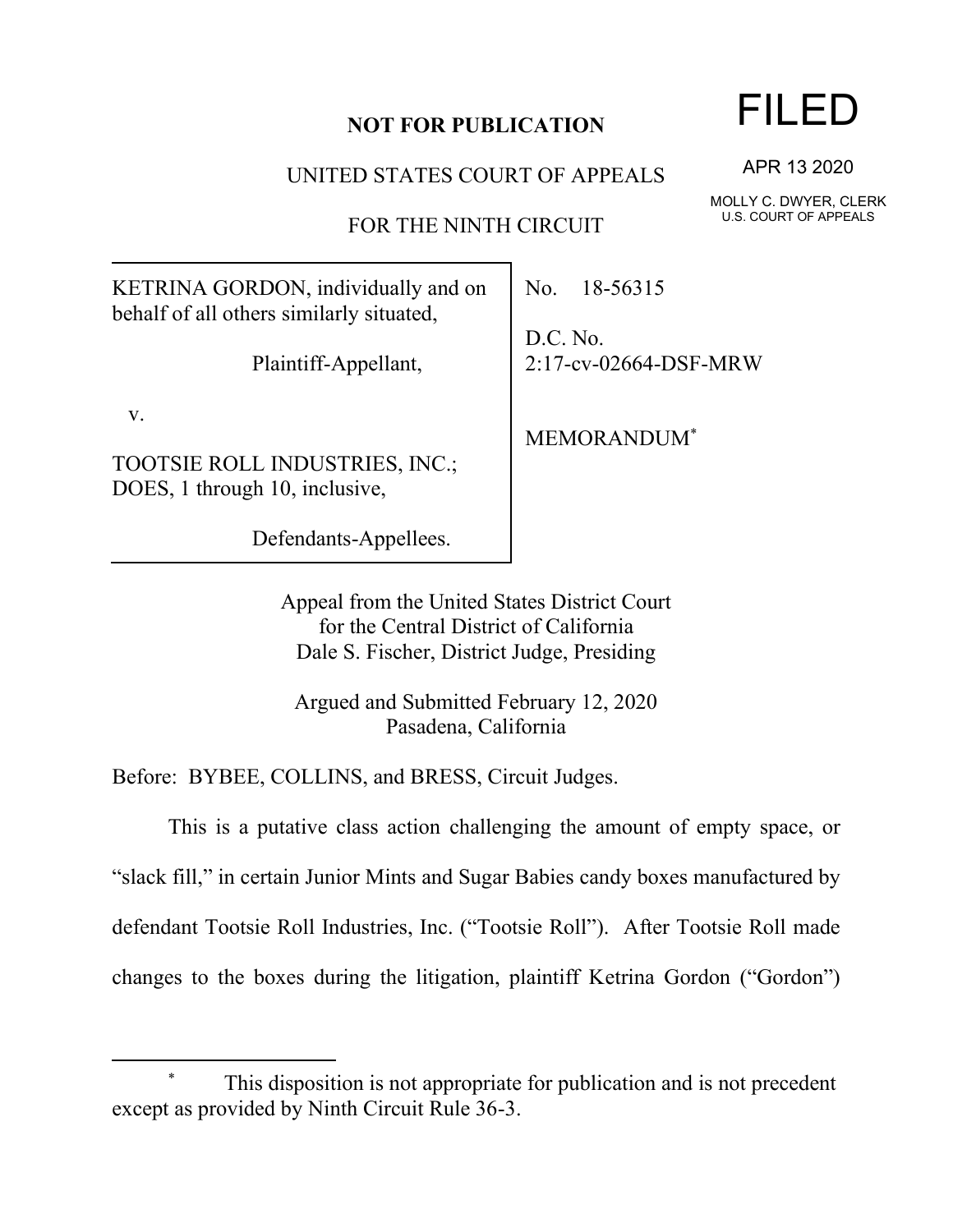**NOT FOR PUBLICATION**

UNITED STATES COURT OF APPEALS

FOR THE NINTH CIRCUIT

FILED

APR 13 2020

MOLLY C. DWYER, CLERK
U.S. COURT OF APPEALS

| | |
|---|---|
| KETRINA GORDON, individually and on behalf of all others similarly situated,<br><br>Plaintiff-Appellant,<br><br>v.<br><br>TOOTSIE ROLL INDUSTRIES, INC.; DOES, 1 through 10, inclusive,<br><br>Defendants-Appellees. | No. 18-56315<br><br>D.C. No. 2:17-cv-02664-DSF-MRW<br><br>MEMORANDUM* |

Appeal from the United States District Court
for the Central District of California
Dale S. Fischer, District Judge, Presiding

Argued and Submitted February 12, 2020
Pasadena, California

Before: BYBEE, COLLINS, and BRESS, Circuit Judges.

This is a putative class action challenging the amount of empty space, or "slack fill," in certain Junior Mints and Sugar Babies candy boxes manufactured by defendant Tootsie Roll Industries, Inc. ("Tootsie Roll"). After Tootsie Roll made changes to the boxes during the litigation, plaintiff Ketrina Gordon ("Gordon")

---

\* This disposition is not appropriate for publication and is not precedent except as provided by Ninth Circuit Rule 36-3.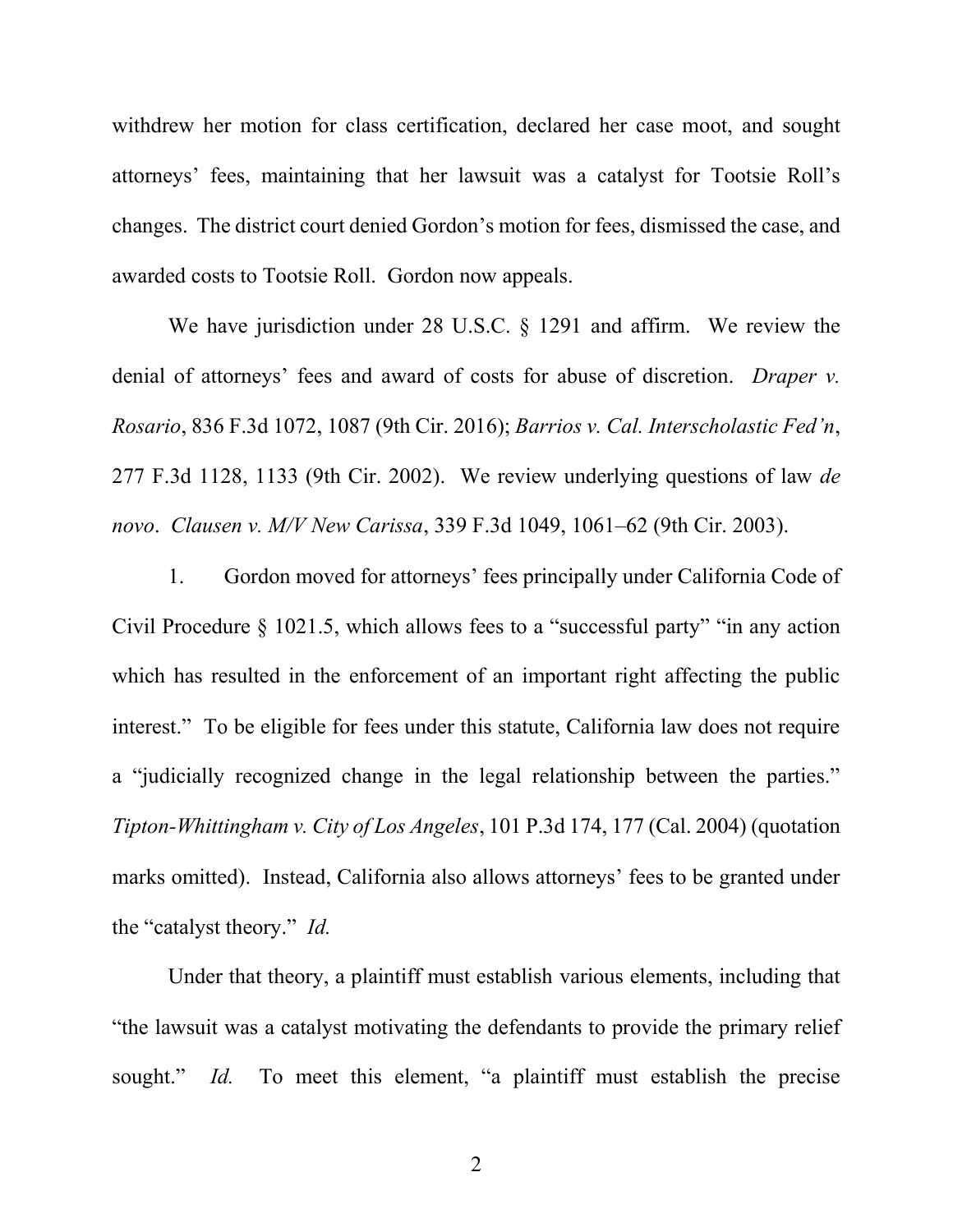withdrew her motion for class certification, declared her case moot, and sought attorneys' fees, maintaining that her lawsuit was a catalyst for Tootsie Roll's changes. The district court denied Gordon's motion for fees, dismissed the case, and awarded costs to Tootsie Roll. Gordon now appeals.

We have jurisdiction under 28 U.S.C. § 1291 and affirm. We review the denial of attorneys' fees and award of costs for abuse of discretion. *Draper v. Rosario*, 836 F.3d 1072, 1087 (9th Cir. 2016); *Barrios v. Cal. Interscholastic Fed'n*, 277 F.3d 1128, 1133 (9th Cir. 2002). We review underlying questions of law *de novo*. *Clausen v. M/V New Carissa*, 339 F.3d 1049, 1061–62 (9th Cir. 2003).

1. Gordon moved for attorneys' fees principally under California Code of Civil Procedure § 1021.5, which allows fees to a "successful party" "in any action which has resulted in the enforcement of an important right affecting the public interest." To be eligible for fees under this statute, California law does not require a "judicially recognized change in the legal relationship between the parties." *Tipton-Whittingham v. City of Los Angeles*, 101 P.3d 174, 177 (Cal. 2004) (quotation marks omitted). Instead, California also allows attorneys' fees to be granted under the "catalyst theory." *Id.*

Under that theory, a plaintiff must establish various elements, including that "the lawsuit was a catalyst motivating the defendants to provide the primary relief sought." *Id.* To meet this element, "a plaintiff must establish the precise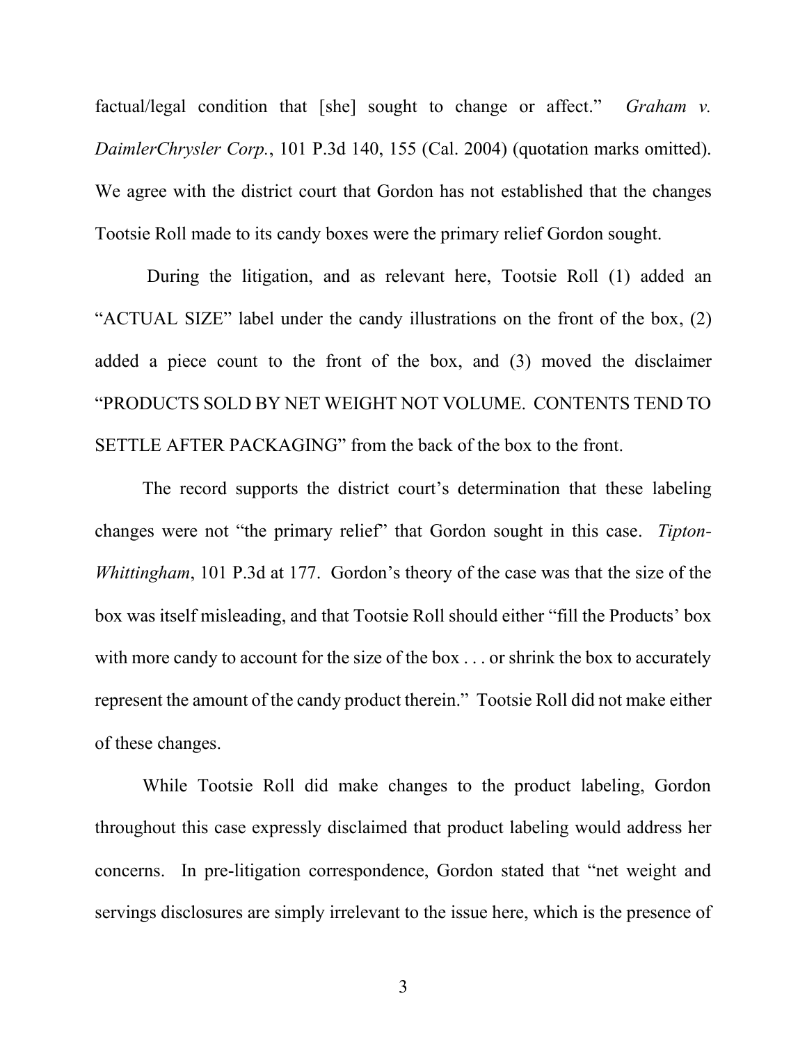factual/legal condition that [she] sought to change or affect." *Graham v. DaimlerChrysler Corp.*, 101 P.3d 140, 155 (Cal. 2004) (quotation marks omitted). We agree with the district court that Gordon has not established that the changes Tootsie Roll made to its candy boxes were the primary relief Gordon sought.

During the litigation, and as relevant here, Tootsie Roll (1) added an "ACTUAL SIZE" label under the candy illustrations on the front of the box, (2) added a piece count to the front of the box, and (3) moved the disclaimer "PRODUCTS SOLD BY NET WEIGHT NOT VOLUME. CONTENTS TEND TO SETTLE AFTER PACKAGING" from the back of the box to the front.

The record supports the district court's determination that these labeling changes were not "the primary relief" that Gordon sought in this case. *Tipton-Whittingham*, 101 P.3d at 177. Gordon's theory of the case was that the size of the box was itself misleading, and that Tootsie Roll should either "fill the Products' box with more candy to account for the size of the box . . . or shrink the box to accurately represent the amount of the candy product therein." Tootsie Roll did not make either of these changes.

While Tootsie Roll did make changes to the product labeling, Gordon throughout this case expressly disclaimed that product labeling would address her concerns. In pre-litigation correspondence, Gordon stated that "net weight and servings disclosures are simply irrelevant to the issue here, which is the presence of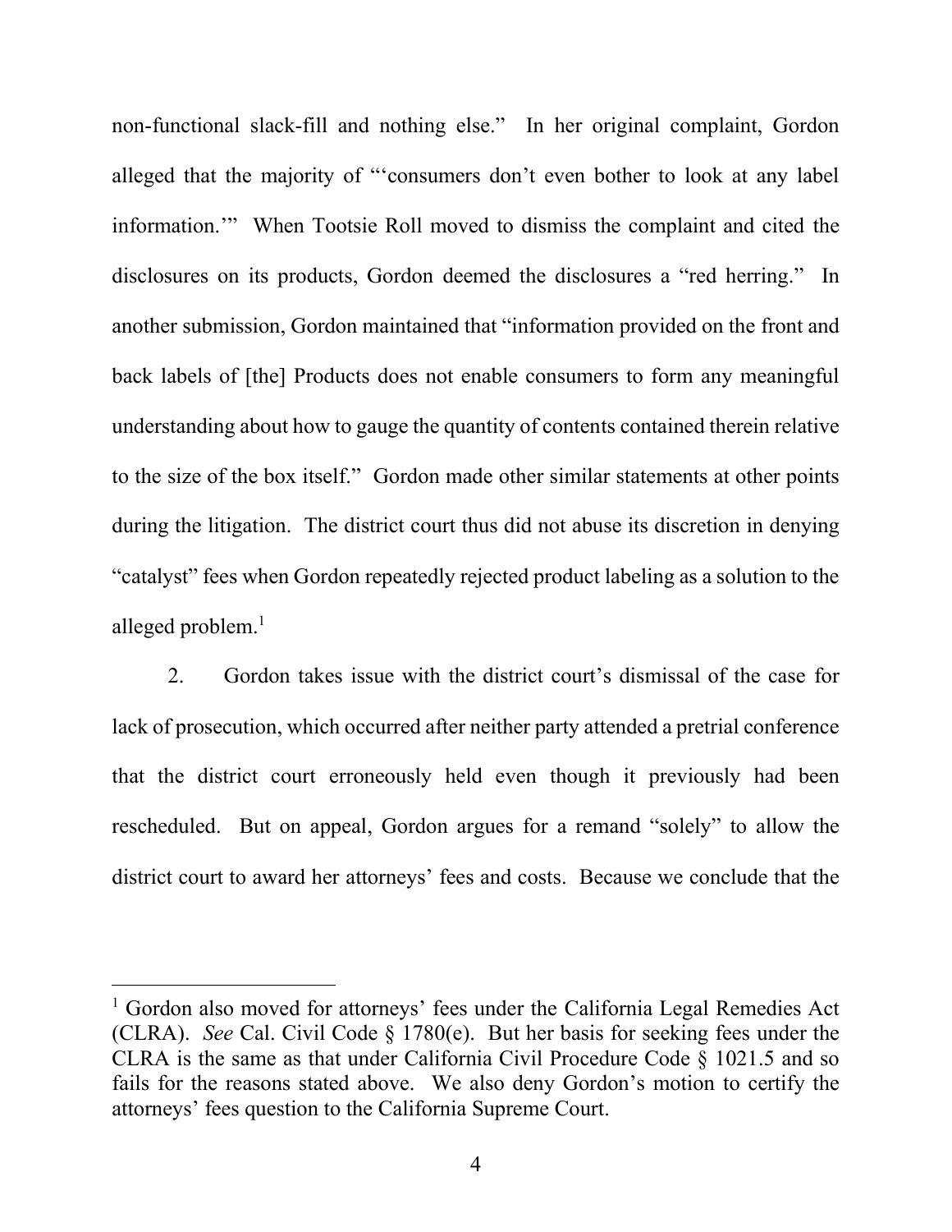non-functional slack-fill and nothing else." In her original complaint, Gordon alleged that the majority of "'consumers don't even bother to look at any label information.'" When Tootsie Roll moved to dismiss the complaint and cited the disclosures on its products, Gordon deemed the disclosures a "red herring." In another submission, Gordon maintained that "information provided on the front and back labels of [the] Products does not enable consumers to form any meaningful understanding about how to gauge the quantity of contents contained therein relative to the size of the box itself." Gordon made other similar statements at other points during the litigation. The district court thus did not abuse its discretion in denying "catalyst" fees when Gordon repeatedly rejected product labeling as a solution to the alleged problem.[1]

2. Gordon takes issue with the district court's dismissal of the case for lack of prosecution, which occurred after neither party attended a pretrial conference that the district court erroneously held even though it previously had been rescheduled. But on appeal, Gordon argues for a remand "solely" to allow the district court to award her attorneys' fees and costs. Because we conclude that the

---

[1] Gordon also moved for attorneys' fees under the California Legal Remedies Act (CLRA). *See* Cal. Civil Code § 1780(e). But her basis for seeking fees under the CLRA is the same as that under California Civil Procedure Code § 1021.5 and so fails for the reasons stated above. We also deny Gordon's motion to certify the attorneys' fees question to the California Supreme Court.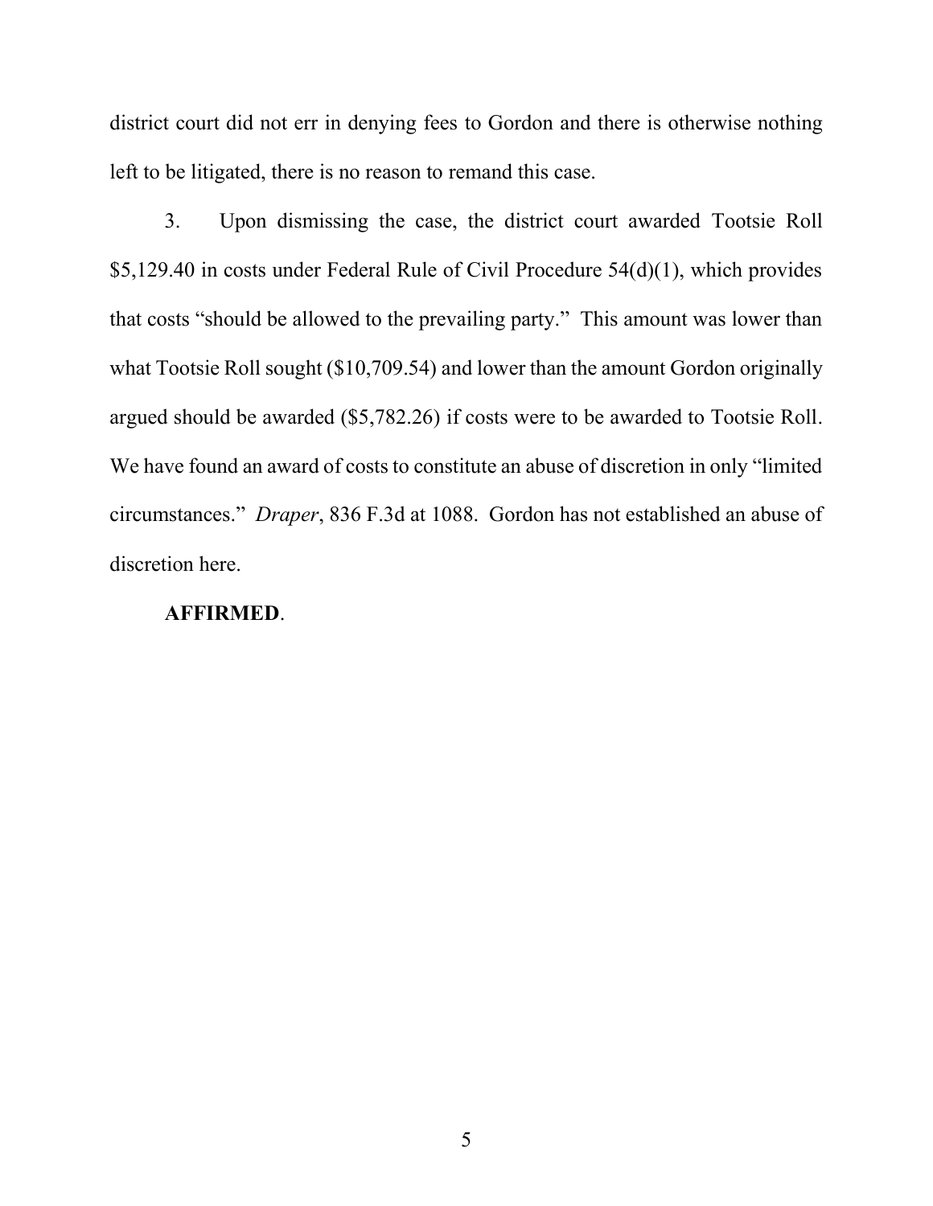district court did not err in denying fees to Gordon and there is otherwise nothing left to be litigated, there is no reason to remand this case.

3. Upon dismissing the case, the district court awarded Tootsie Roll $5,129.40 in costs under Federal Rule of Civil Procedure 54(d)(1), which provides that costs "should be allowed to the prevailing party." This amount was lower than what Tootsie Roll sought ($10,709.54) and lower than the amount Gordon originally argued should be awarded ($5,782.26) if costs were to be awarded to Tootsie Roll. We have found an award of costs to constitute an abuse of discretion in only "limited circumstances." *Draper*, 836 F.3d at 1088. Gordon has not established an abuse of discretion here.

**AFFIRMED**.